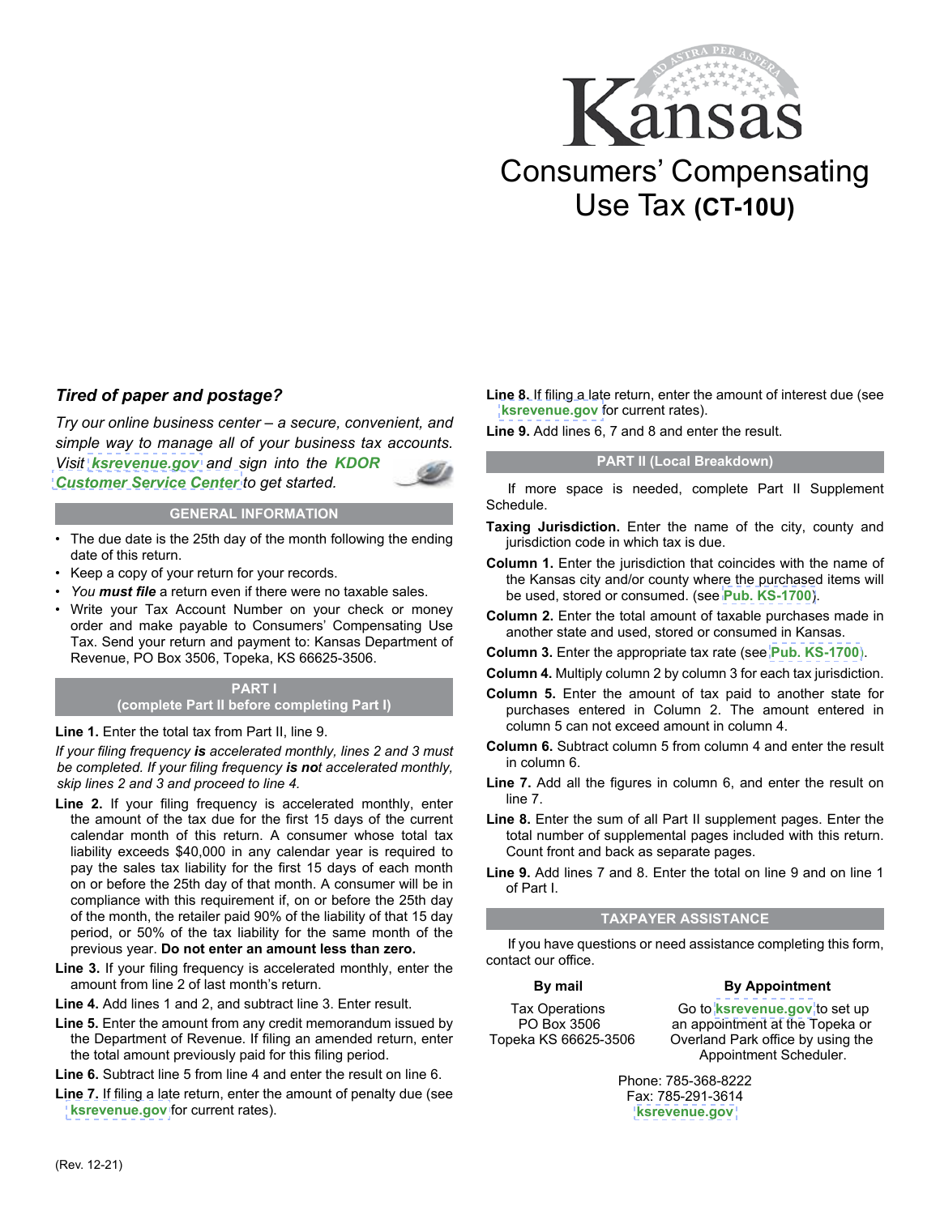# Kansas

# Consumers' Compensating Use Tax (CT-10U)

*Tired of paper and postage?*

*Try our online business center – a secure, convenient, and simple way to manage all of your business tax accounts. Visit **ksrevenue.gov** and sign into the **KDOR Customer Service Center** to get started.*

## GENERAL INFORMATION

- The due date is the 25th day of the month following the ending date of this return.
- Keep a copy of your return for your records.
- *You **must file** a return even if there were no taxable sales.*
- Write your Tax Account Number on your check or money order and make payable to Consumers' Compensating Use Tax. Send your return and payment to: Kansas Department of Revenue, PO Box 3506, Topeka, KS 66625-3506.

## PART I (complete Part II before completing Part I)

**Line 1.** Enter the total tax from Part II, line 9.

*If your filing frequency **is** accelerated monthly, lines 2 and 3 must be completed. If your filing frequency **is not** accelerated monthly, skip lines 2 and 3 and proceed to line 4.*

**Line 2.** If your filing frequency is accelerated monthly, enter the amount of the tax due for the first 15 days of the current calendar month of this return. A consumer whose total tax liability exceeds $40,000 in any calendar year is required to pay the sales tax liability for the first 15 days of each month on or before the 25th day of that month. A consumer will be in compliance with this requirement if, on or before the 25th day of the month, the retailer paid 90% of the liability of that 15 day period, or 50% of the tax liability for the same month of the previous year. **Do not enter an amount less than zero.**

**Line 3.** If your filing frequency is accelerated monthly, enter the amount from line 2 of last month's return.

**Line 4.** Add lines 1 and 2, and subtract line 3. Enter result.

**Line 5.** Enter the amount from any credit memorandum issued by the Department of Revenue. If filing an amended return, enter the total amount previously paid for this filing period.

**Line 6.** Subtract line 5 from line 4 and enter the result on line 6.

**Line 7.** If filing a late return, enter the amount of penalty due (see **ksrevenue.gov** for current rates).

**Line 8.** If filing a late return, enter the amount of interest due (see **ksrevenue.gov** for current rates).

**Line 9.** Add lines 6, 7 and 8 and enter the result.

## PART II (Local Breakdown)

If more space is needed, complete Part II Supplement Schedule.

**Taxing Jurisdiction.** Enter the name of the city, county and jurisdiction code in which tax is due.

**Column 1.** Enter the jurisdiction that coincides with the name of the Kansas city and/or county where the purchased items will be used, stored or consumed. (see **Pub. KS-1700**).

**Column 2.** Enter the total amount of taxable purchases made in another state and used, stored or consumed in Kansas.

**Column 3.** Enter the appropriate tax rate (see **Pub. KS-1700**).

**Column 4.** Multiply column 2 by column 3 for each tax jurisdiction.

**Column 5.** Enter the amount of tax paid to another state for purchases entered in Column 2. The amount entered in column 5 can not exceed amount in column 4.

**Column 6.** Subtract column 5 from column 4 and enter the result in column 6.

**Line 7.** Add all the figures in column 6, and enter the result on line 7.

**Line 8.** Enter the sum of all Part II supplement pages. Enter the total number of supplemental pages included with this return. Count front and back as separate pages.

**Line 9.** Add lines 7 and 8. Enter the total on line 9 and on line 1 of Part I.

## TAXPAYER ASSISTANCE

If you have questions or need assistance completing this form, contact our office.

**By mail**

Tax Operations
PO Box 3506
Topeka KS 66625-3506

**By Appointment**

Go to **ksrevenue.gov** to set up an appointment at the Topeka or Overland Park office by using the Appointment Scheduler.

Phone: 785-368-8222
Fax: 785-291-3614
**ksrevenue.gov**

(Rev. 12-21)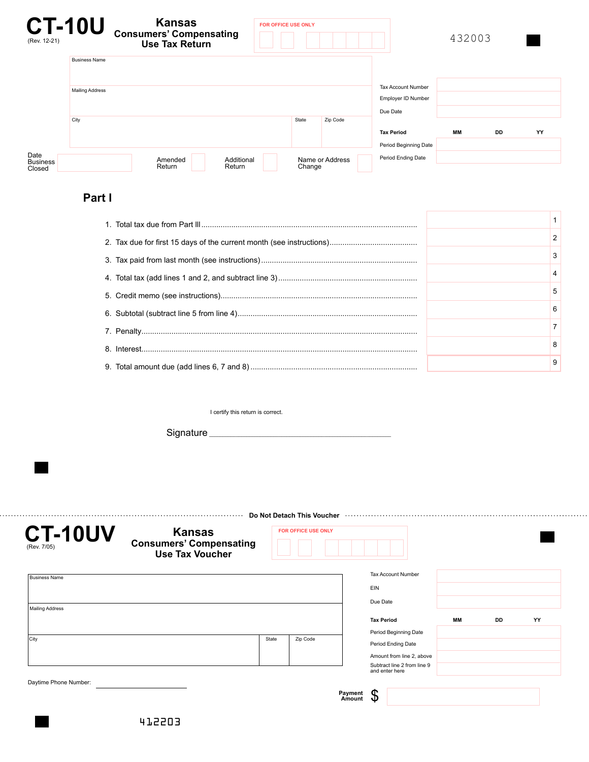# CT-10U

(Rev. 12-21)

## Kansas Consumers' Compensating Use Tax Return

FOR OFFICE USE ONLY

432003

| Business Name | | |
|---|---|---|
| Mailing Address | | |
| City | State | Zip Code |

| | |
|---|---|
| Tax Account Number | |
| Employer ID Number | |
| Due Date | |

| Tax Period | MM | DD | YY |
|---|---|---|---|
| Period Beginning Date | | | |
| Period Ending Date | | | |

Date Business Closed

Amended Return

Additional Return

Name or Address Change

## Part I

| | | |
|---|---|---|
| 1. Total tax due from Part III | | 1 |
| 2. Tax due for first 15 days of the current month (see instructions) | | 2 |
| 3. Tax paid from last month (see instructions) | | 3 |
| 4. Total tax (add lines 1 and 2, and subtract line 3) | | 4 |
| 5. Credit memo (see instructions) | | 5 |
| 6. Subtotal (subtract line 5 from line 4) | | 6 |
| 7. Penalty | | 7 |
| 8. Interest | | 8 |
| 9. Total amount due (add lines 6, 7 and 8) | | 9 |

I certify this return is correct.

Signature ___________________________________

Do Not Detach This Voucher

# CT-10UV

(Rev. 7/05)

## Kansas Consumers' Compensating Use Tax Voucher

FOR OFFICE USE ONLY

| Business Name | | |
|---|---|---|
| Mailing Address | | |
| City | State | Zip Code |

| | |
|---|---|
| Tax Account Number | |
| EIN | |
| Due Date | |

| Tax Period | MM | DD | YY |
|---|---|---|---|
| Period Beginning Date | | | |
| Period Ending Date | | | |
| Amount from line 2, above | | | |
| Subtract line 2 from line 9 and enter here | | | |

Daytime Phone Number: ______________________

Payment Amount $

412203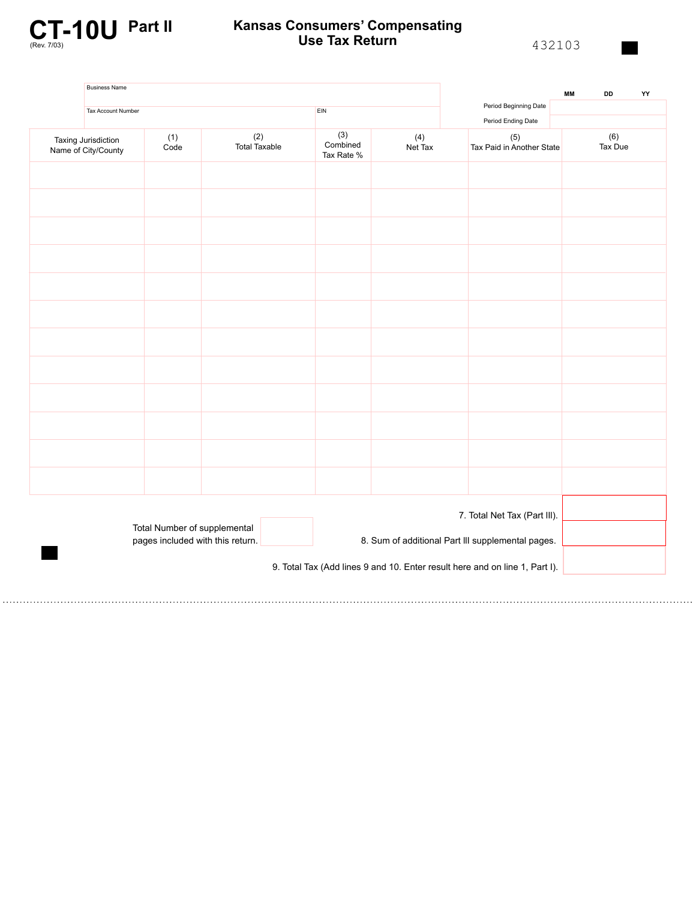# CT-10U Part II

(Rev. 7/03)

## Kansas Consumers' Compensating Use Tax Return

432103

Business Name

Tax Account Number

EIN

| | MM | DD | YY |
|---|---|---|---|
| Period Beginning Date | | | |
| Period Ending Date | | | |

| Taxing Jurisdiction Name of City/County | (1) Code | (2) Total Taxable | (3) Combined Tax Rate % | (4) Net Tax | (5) Tax Paid in Another State | (6) Tax Due |
|---|---|---|---|---|---|---|
| | | | | | | |
| | | | | | | |
| | | | | | | |
| | | | | | | |
| | | | | | | |
| | | | | | | |
| | | | | | | |
| | | | | | | |
| | | | | | | |
| | | | | | | |
| | | | | | | |
| | | | | | | |

7. Total Net Tax (Part III).

Total Number of supplemental pages included with this return.

8. Sum of additional Part III supplemental pages.

9. Total Tax (Add lines 9 and 10. Enter result here and on line 1, Part I).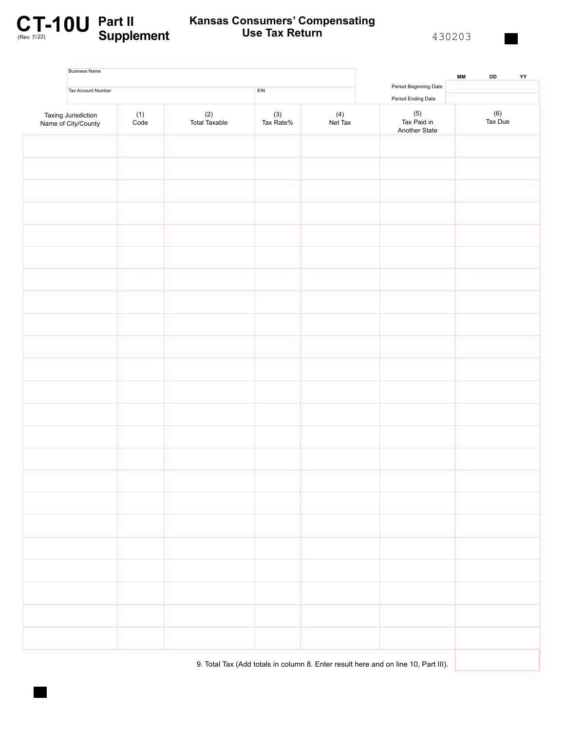# CT-10U Part II Supplement

(Rev. 7/22)

## Kansas Consumers' Compensating Use Tax Return

430203

| Business Name | | Period Beginning Date | MM | DD | YY |
|---|---|---|---|---|---|
| Tax Account Number | EIN | Period Ending Date | | | |

| Taxing Jurisdiction Name of City/County | (1) Code | (2) Total Taxable | (3) Tax Rate% | (4) Net Tax | (5) Tax Paid in Another State | (6) Tax Due |
|---|---|---|---|---|---|---|
| | | | | | | |
| | | | | | | |
| | | | | | | |
| | | | | | | |
| | | | | | | |
| | | | | | | |
| | | | | | | |
| | | | | | | |
| | | | | | | |
| | | | | | | |
| | | | | | | |
| | | | | | | |
| | | | | | | |
| | | | | | | |
| | | | | | | |
| | | | | | | |
| | | | | | | |
| | | | | | | |
| | | | | | | |
| | | | | | | |
| | | | | | | |
| | | | | | | |
| | | | | | | |

9. Total Tax (Add totals in column 8. Enter result here and on line 10, Part III).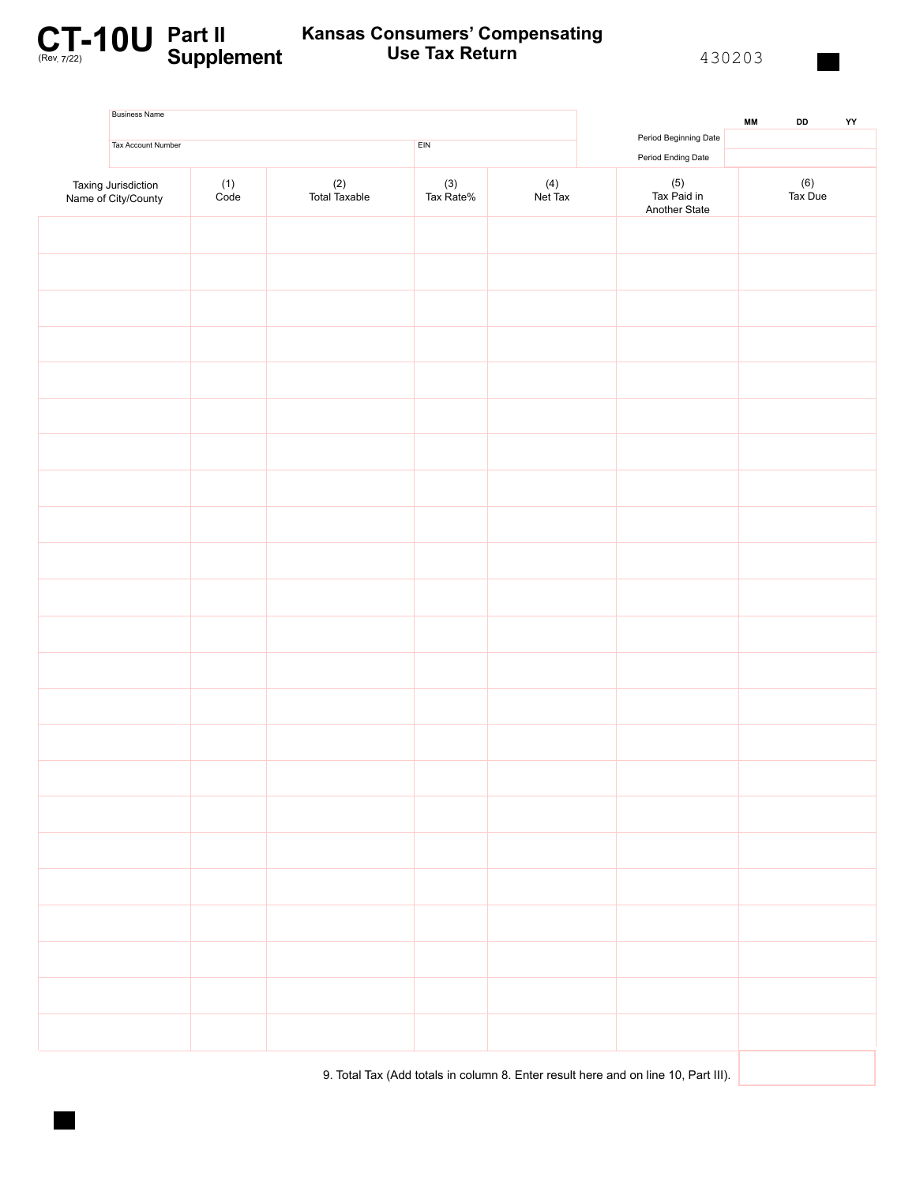# CT-10U Part II Supplement

(Rev. 7/22)

## Kansas Consumers' Compensating Use Tax Return

430203

| Business Name | |
|---|---|
| Tax Account Number | EIN |

| | MM | DD | YY |
|---|---|---|---|
| Period Beginning Date | | | |
| Period Ending Date | | | |

| Taxing Jurisdiction Name of City/County | (1) Code | (2) Total Taxable | (3) Tax Rate% | (4) Net Tax | (5) Tax Paid in Another State | (6) Tax Due |
|---|---|---|---|---|---|---|
| | | | | | | |
| | | | | | | |
| | | | | | | |
| | | | | | | |
| | | | | | | |
| | | | | | | |
| | | | | | | |
| | | | | | | |
| | | | | | | |
| | | | | | | |
| | | | | | | |
| | | | | | | |
| | | | | | | |
| | | | | | | |
| | | | | | | |
| | | | | | | |
| | | | | | | |
| | | | | | | |
| | | | | | | |
| | | | | | | |
| | | | | | | |
| | | | | | | |
| | | | | | | |

9. Total Tax (Add totals in column 8. Enter result here and on line 10, Part III).